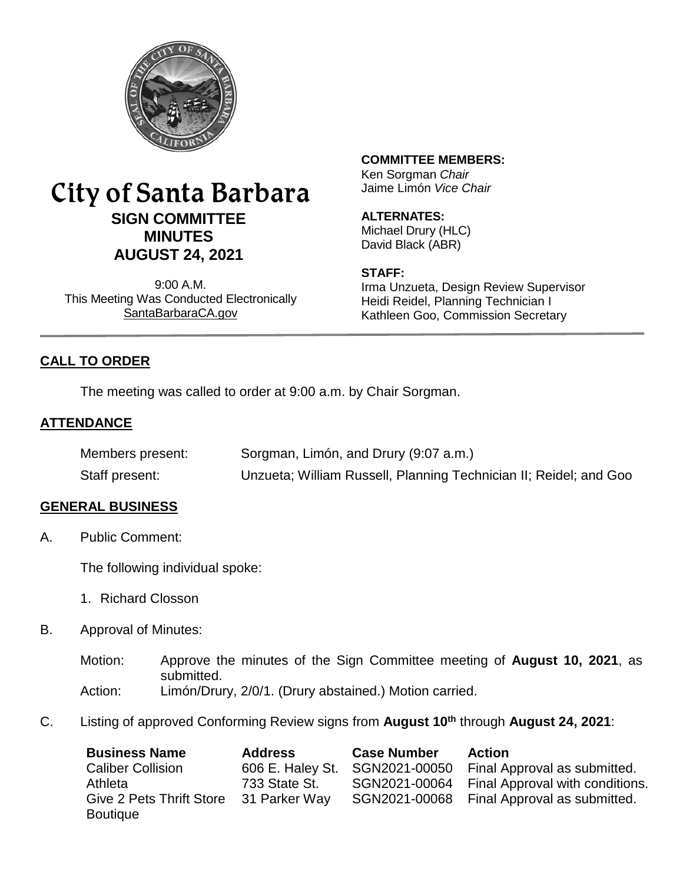# City of Santa Barbara

## SIGN COMMITTEE MINUTES

## AUGUST 24, 2021

9:00 A.M.
This Meeting Was Conducted Electronically
SantaBarbaraCA.gov

**COMMITTEE MEMBERS:**
Ken Sorgman *Chair*
Jaime Limón *Vice Chair*

**ALTERNATES:**
Michael Drury (HLC)
David Black (ABR)

**STAFF:**
Irma Unzueta, Design Review Supervisor
Heidi Reidel, Planning Technician I
Kathleen Goo, Commission Secretary

## CALL TO ORDER

The meeting was called to order at 9:00 a.m. by Chair Sorgman.

## ATTENDANCE

Members present: Sorgman, Limón, and Drury (9:07 a.m.)

Staff present: Unzueta; William Russell, Planning Technician II; Reidel; and Goo

## GENERAL BUSINESS

A. Public Comment:

The following individual spoke:

1. Richard Closson

B. Approval of Minutes:

Motion: Approve the minutes of the Sign Committee meeting of **August 10, 2021**, as submitted.
Action: Limón/Drury, 2/0/1. (Drury abstained.) Motion carried.

C. Listing of approved Conforming Review signs from **August 10th** through **August 24, 2021**:

| Business Name | Address | Case Number | Action |
|---|---|---|---|
| Caliber Collision | 606 E. Haley St. | SGN2021-00050 | Final Approval as submitted. |
| Athleta | 733 State St. | SGN2021-00064 | Final Approval with conditions. |
| Give 2 Pets Thrift Store Boutique | 31 Parker Way | SGN2021-00068 | Final Approval as submitted. |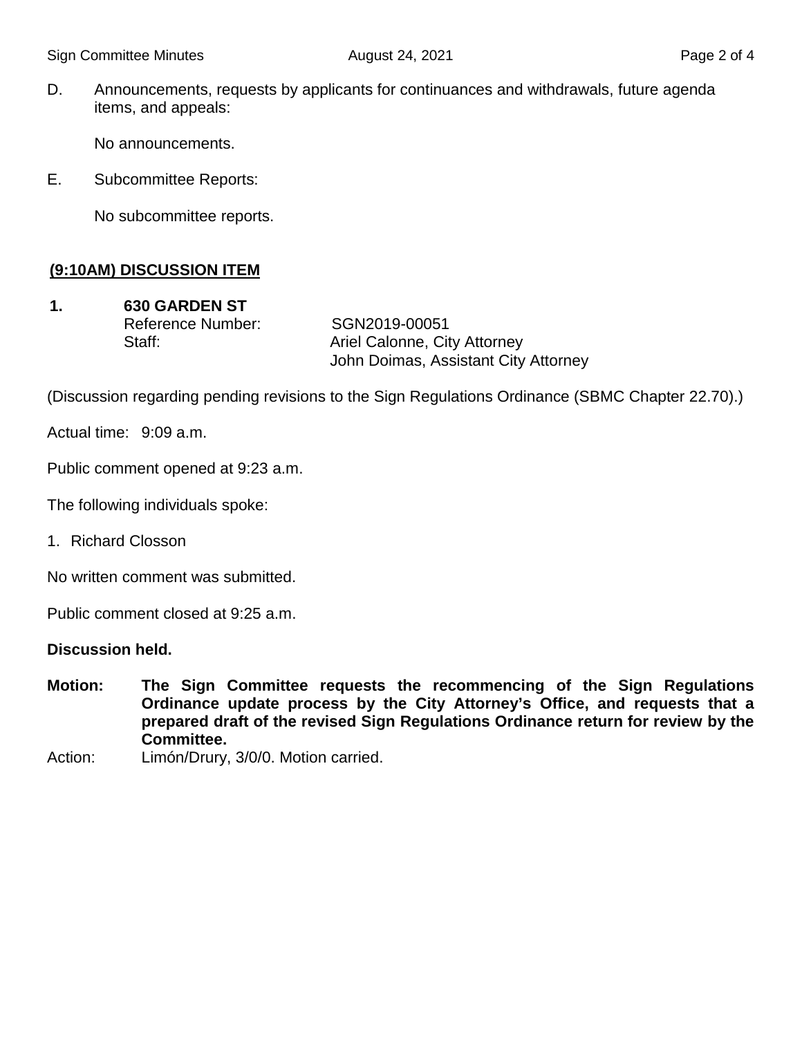D. Announcements, requests by applicants for continuances and withdrawals, future agenda items, and appeals:

No announcements.

E. Subcommittee Reports:

No subcommittee reports.

## (9:10AM) DISCUSSION ITEM

**1. 630 GARDEN ST**

Reference Number: SGN2019-00051
Staff: Ariel Calonne, City Attorney
John Doimas, Assistant City Attorney

(Discussion regarding pending revisions to the Sign Regulations Ordinance (SBMC Chapter 22.70).)

Actual time: 9:09 a.m.

Public comment opened at 9:23 a.m.

The following individuals spoke:

1. Richard Closson

No written comment was submitted.

Public comment closed at 9:25 a.m.

**Discussion held.**

**Motion: The Sign Committee requests the recommencing of the Sign Regulations Ordinance update process by the City Attorney's Office, and requests that a prepared draft of the revised Sign Regulations Ordinance return for review by the Committee.**

Action: Limón/Drury, 3/0/0. Motion carried.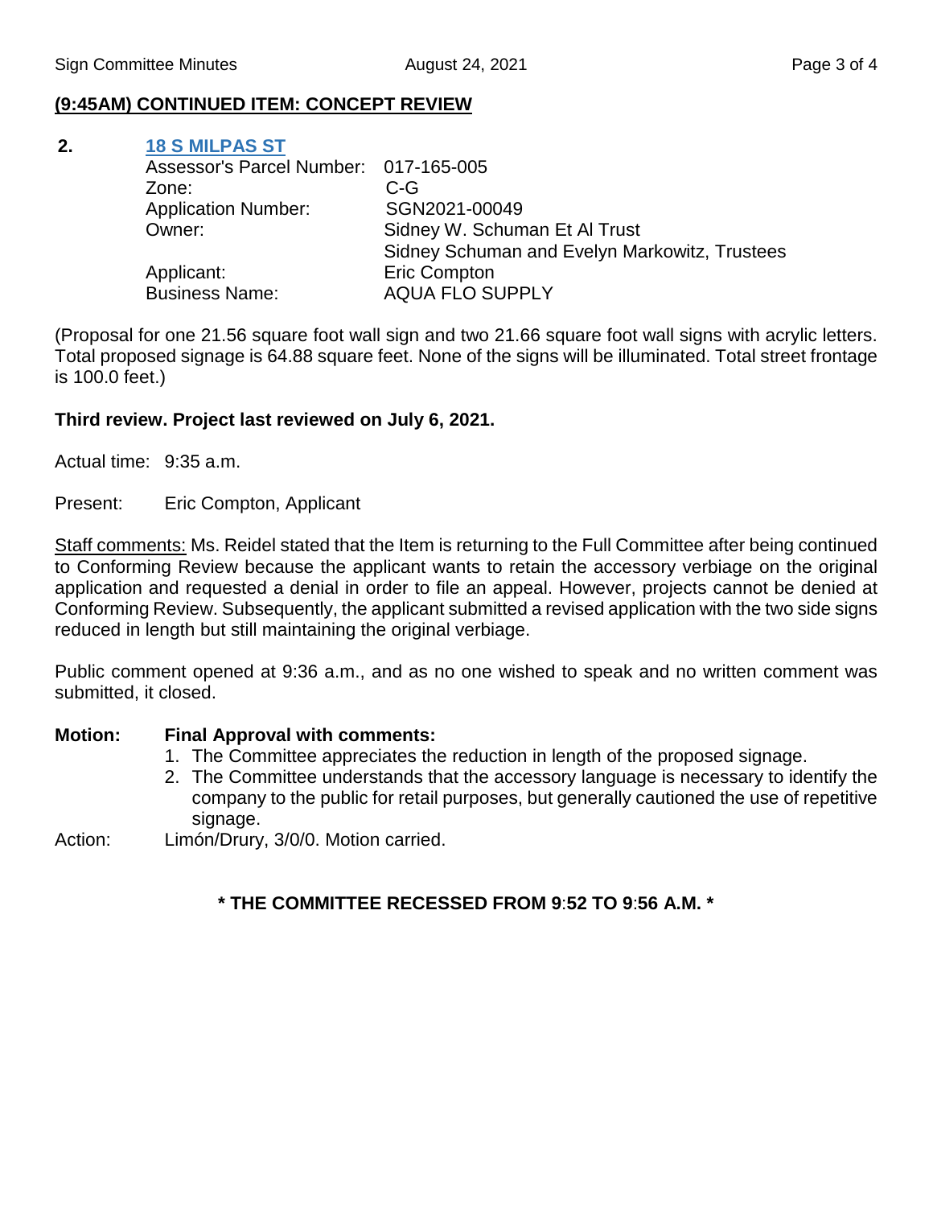## (9:45AM) CONTINUED ITEM: CONCEPT REVIEW

**2. 18 S MILPAS ST**

| | |
|---|---|
| Assessor's Parcel Number: | 017-165-005 |
| Zone: | C-G |
| Application Number: | SGN2021-00049 |
| Owner: | Sidney W. Schuman Et Al Trust<br>Sidney Schuman and Evelyn Markowitz, Trustees |
| Applicant: | Eric Compton |
| Business Name: | AQUA FLO SUPPLY |

(Proposal for one 21.56 square foot wall sign and two 21.66 square foot wall signs with acrylic letters. Total proposed signage is 64.88 square feet. None of the signs will be illuminated. Total street frontage is 100.0 feet.)

**Third review. Project last reviewed on July 6, 2021.**

Actual time: 9:35 a.m.

Present: Eric Compton, Applicant

Staff comments: Ms. Reidel stated that the Item is returning to the Full Committee after being continued to Conforming Review because the applicant wants to retain the accessory verbiage on the original application and requested a denial in order to file an appeal. However, projects cannot be denied at Conforming Review. Subsequently, the applicant submitted a revised application with the two side signs reduced in length but still maintaining the original verbiage.

Public comment opened at 9:36 a.m., and as no one wished to speak and no written comment was submitted, it closed.

**Motion: Final Approval with comments:**

1. The Committee appreciates the reduction in length of the proposed signage.
2. The Committee understands that the accessory language is necessary to identify the company to the public for retail purposes, but generally cautioned the use of repetitive signage.

Action: Limón/Drury, 3/0/0. Motion carried.

**\* THE COMMITTEE RECESSED FROM 9:52 TO 9:56 A.M. \***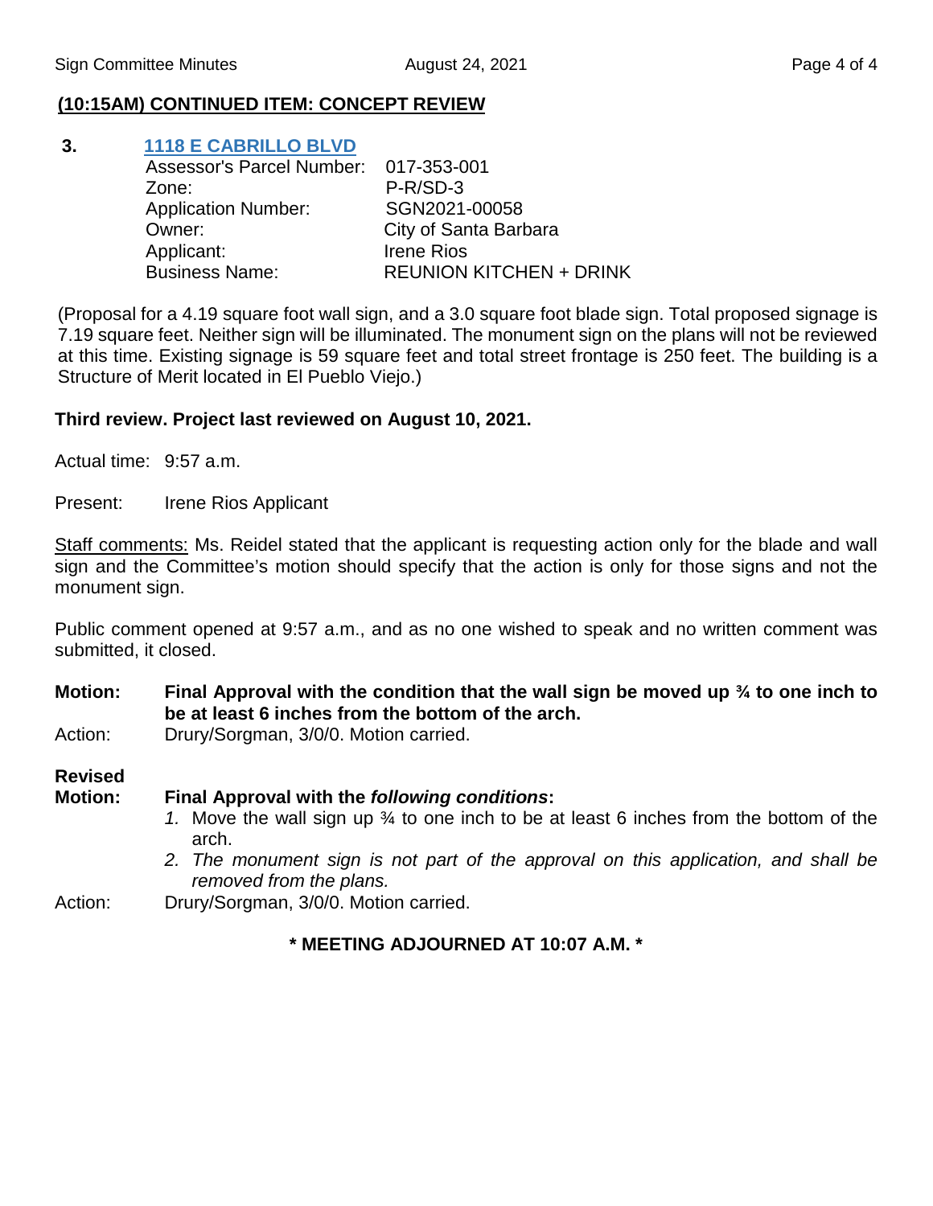## (10:15AM) CONTINUED ITEM: CONCEPT REVIEW

**3. 1118 E CABRILLO BLVD**

| | |
|---|---|
| Assessor's Parcel Number: | 017-353-001 |
| Zone: | P-R/SD-3 |
| Application Number: | SGN2021-00058 |
| Owner: | City of Santa Barbara |
| Applicant: | Irene Rios |
| Business Name: | REUNION KITCHEN + DRINK |

(Proposal for a 4.19 square foot wall sign, and a 3.0 square foot blade sign. Total proposed signage is 7.19 square feet. Neither sign will be illuminated. The monument sign on the plans will not be reviewed at this time. Existing signage is 59 square feet and total street frontage is 250 feet. The building is a Structure of Merit located in El Pueblo Viejo.)

**Third review. Project last reviewed on August 10, 2021.**

Actual time: 9:57 a.m.

Present: Irene Rios Applicant

Staff comments: Ms. Reidel stated that the applicant is requesting action only for the blade and wall sign and the Committee's motion should specify that the action is only for those signs and not the monument sign.

Public comment opened at 9:57 a.m., and as no one wished to speak and no written comment was submitted, it closed.

**Motion:** **Final Approval with the condition that the wall sign be moved up ¾ to one inch to be at least 6 inches from the bottom of the arch.**

Action: Drury/Sorgman, 3/0/0. Motion carried.

**Revised Motion:** **Final Approval with the *following conditions*:**

1. Move the wall sign up ¾ to one inch to be at least 6 inches from the bottom of the arch.
2. *The monument sign is not part of the approval on this application, and shall be removed from the plans.*

Action: Drury/Sorgman, 3/0/0. Motion carried.

**\* MEETING ADJOURNED AT 10:07 A.M. \***